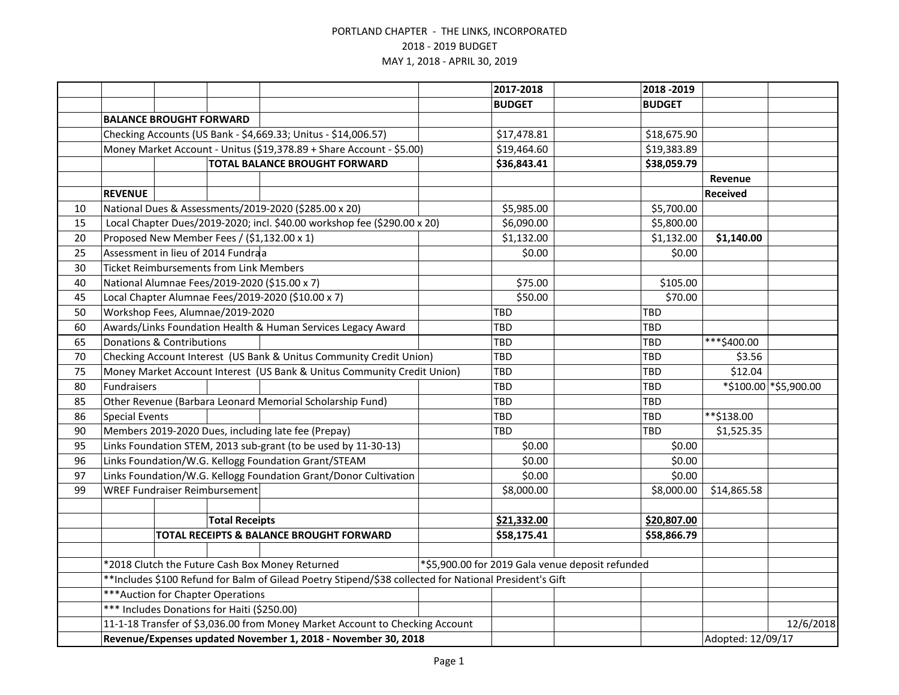PORTLAND CHAPTER - THE LINKS, INCORPORATED

2018 - 2019 BUDGET

MAY 1, 2018 - APRIL 30, 2019

| | | 2017-2018 BUDGET | 2018 -2019 BUDGET | Revenue Received | |
|---|---|---|---|---|---|
| | **BALANCE BROUGHT FORWARD** | | | | |
| | Checking Accounts (US Bank - $4,669.33; Unitus - $14,006.57) | $17,478.81 | $18,675.90 | | |
| | Money Market Account - Unitus ($19,378.89 + Share Account - $5.00) | $19,464.60 | $19,383.89 | | |
| | **TOTAL BALANCE BROUGHT FORWARD** | **$36,843.41** | **$38,059.79** | | |
| | **REVENUE** | | | | |
| 10 | National Dues & Assessments/2019-2020 ($285.00 x 20) | $5,985.00 | $5,700.00 | | |
| 15 | Local Chapter Dues/2019-2020; incl. $40.00 workshop fee ($290.00 x 20) | $6,090.00 | $5,800.00 | | |
| 20 | Proposed New Member Fees / ($1,132.00 x 1) | $1,132.00 | $1,132.00 | **$1,140.00** | |
| 25 | Assessment in lieu of 2014 Fundraa | $0.00 | $0.00 | | |
| 30 | Ticket Reimbursements from Link Members | | | | |
| 40 | National Alumnae Fees/2019-2020 ($15.00 x 7) | $75.00 | $105.00 | | |
| 45 | Local Chapter Alumnae Fees/2019-2020 ($10.00 x 7) | $50.00 | $70.00 | | |
| 50 | Workshop Fees, Alumnae/2019-2020 | TBD | TBD | | |
| 60 | Awards/Links Foundation Health & Human Services Legacy Award | TBD | TBD | | |
| 65 | Donations & Contributions | TBD | TBD | ***$400.00 | |
| 70 | Checking Account Interest (US Bank & Unitus Community Credit Union) | TBD | TBD | $3.56 | |
| 75 | Money Market Account Interest (US Bank & Unitus Community Credit Union) | TBD | TBD | $12.04 | |
| 80 | Fundraisers | TBD | TBD | *$100.00 | *$5,900.00 |
| 85 | Other Revenue (Barbara Leonard Memorial Scholarship Fund) | TBD | TBD | | |
| 86 | Special Events | TBD | TBD | **$138.00 | |
| 90 | Members 2019-2020 Dues, including late fee (Prepay) | TBD | TBD | $1,525.35 | |
| 95 | Links Foundation STEM, 2013 sub-grant (to be used by 11-30-13) | $0.00 | $0.00 | | |
| 96 | Links Foundation/W.G. Kellogg Foundation Grant/STEAM | $0.00 | $0.00 | | |
| 97 | Links Foundation/W.G. Kellogg Foundation Grant/Donor Cultivation | $0.00 | $0.00 | | |
| 99 | WREF Fundraiser Reimbursement | $8,000.00 | $8,000.00 | $14,865.58 | |
| | | | | | |
| | **Total Receipts** | **$21,332.00** | **$20,807.00** | | |
| | **TOTAL RECEIPTS & BALANCE BROUGHT FORWARD** | **$58,175.41** | **$58,866.79** | | |

*2018 Clutch the Future Cash Box Money Returned — *$5,900.00 for 2019 Gala venue deposit refunded

**Includes $100 Refund for Balm of Gilead Poetry Stipend/$38 collected for National President's Gift

***Auction for Chapter Operations

*** Includes Donations for Haiti ($250.00)

11-1-18 Transfer of $3,036.00 from Money Market Account to Checking Account — 12/6/2018

**Revenue/Expenses updated November 1, 2018 - November 30, 2018** — Adopted: 12/09/17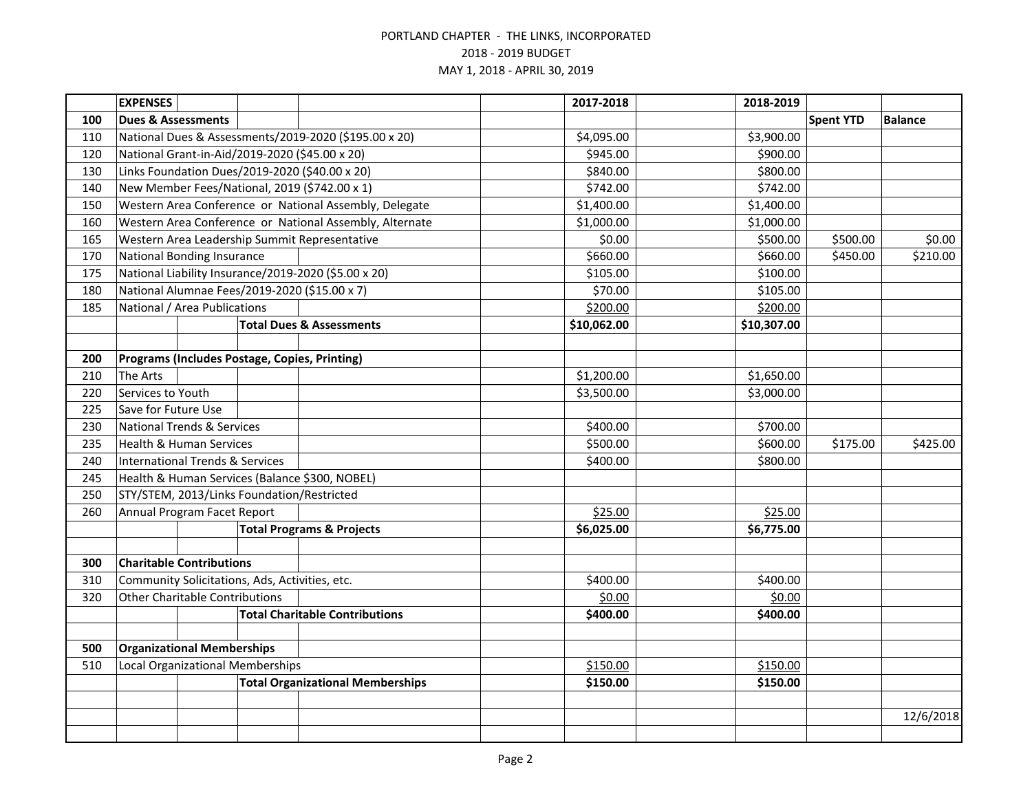PORTLAND CHAPTER - THE LINKS, INCORPORATED
2018 - 2019 BUDGET
MAY 1, 2018 - APRIL 30, 2019

| | EXPENSES | 2017-2018 | 2018-2019 | | |
|---|---|---|---|---|---|
| **100** | **Dues & Assessments** | | | **Spent YTD** | **Balance** |
| 110 | National Dues & Assessments/2019-2020 ($195.00 x 20) | $4,095.00 | $3,900.00 | | |
| 120 | National Grant-in-Aid/2019-2020 ($45.00 x 20) | $945.00 | $900.00 | | |
| 130 | Links Foundation Dues/2019-2020 ($40.00 x 20) | $840.00 | $800.00 | | |
| 140 | New Member Fees/National, 2019 ($742.00 x 1) | $742.00 | $742.00 | | |
| 150 | Western Area Conference or National Assembly, Delegate | $1,400.00 | $1,400.00 | | |
| 160 | Western Area Conference or National Assembly, Alternate | $1,000.00 | $1,000.00 | | |
| 165 | Western Area Leadership Summit Representative | $0.00 | $500.00 | $500.00 | $0.00 |
| 170 | National Bonding Insurance | $660.00 | $660.00 | $450.00 | $210.00 |
| 175 | National Liability Insurance/2019-2020 ($5.00 x 20) | $105.00 | $100.00 | | |
| 180 | National Alumnae Fees/2019-2020 ($15.00 x 7) | $70.00 | $105.00 | | |
| 185 | National / Area Publications | $200.00 | $200.00 | | |
| | **Total Dues & Assessments** | **$10,062.00** | **$10,307.00** | | |
| | | | | | |
| **200** | **Programs (Includes Postage, Copies, Printing)** | | | | |
| 210 | The Arts | $1,200.00 | $1,650.00 | | |
| 220 | Services to Youth | $3,500.00 | $3,000.00 | | |
| 225 | Save for Future Use | | | | |
| 230 | National Trends & Services | $400.00 | $700.00 | | |
| 235 | Health & Human Services | $500.00 | $600.00 | $175.00 | $425.00 |
| 240 | International Trends & Services | $400.00 | $800.00 | | |
| 245 | Health & Human Services (Balance $300, NOBEL) | | | | |
| 250 | STY/STEM, 2013/Links Foundation/Restricted | | | | |
| 260 | Annual Program Facet Report | $25.00 | $25.00 | | |
| | **Total Programs & Projects** | **$6,025.00** | **$6,775.00** | | |
| | | | | | |
| **300** | **Charitable Contributions** | | | | |
| 310 | Community Solicitations, Ads, Activities, etc. | $400.00 | $400.00 | | |
| 320 | Other Charitable Contributions | $0.00 | $0.00 | | |
| | **Total Charitable Contributions** | **$400.00** | **$400.00** | | |
| | | | | | |
| **500** | **Organizational Memberships** | | | | |
| 510 | Local Organizational Memberships | $150.00 | $150.00 | | |
| | **Total Organizational Memberships** | **$150.00** | **$150.00** | | |
| | | | | | |
| | | | | | 12/6/2018 |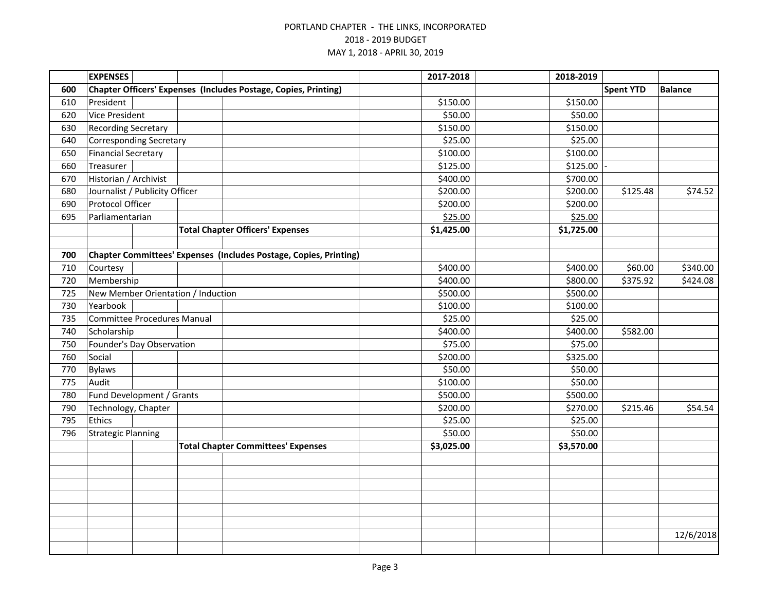PORTLAND CHAPTER - THE LINKS, INCORPORATED

2018 - 2019 BUDGET

MAY 1, 2018 - APRIL 30, 2019

| | EXPENSES | 2017-2018 | 2018-2019 | | |
|---|---|---|---|---|---|
| **600** | **Chapter Officers' Expenses (Includes Postage, Copies, Printing)** | | | **Spent YTD** | **Balance** |
| 610 | President | $150.00 | $150.00 | | |
| 620 | Vice President | $50.00 | $50.00 | | |
| 630 | Recording Secretary | $150.00 | $150.00 | | |
| 640 | Corresponding Secretary | $25.00 | $25.00 | | |
| 650 | Financial Secretary | $100.00 | $100.00 | | |
| 660 | Treasurer | $125.00 | $125.00 | - | |
| 670 | Historian / Archivist | $400.00 | $700.00 | | |
| 680 | Journalist / Publicity Officer | $200.00 | $200.00 | $125.48 | $74.52 |
| 690 | Protocol Officer | $200.00 | $200.00 | | |
| 695 | Parliamentarian | $25.00 | $25.00 | | |
| | **Total Chapter Officers' Expenses** | **$1,425.00** | **$1,725.00** | | |
| | | | | | |
| **700** | **Chapter Committees' Expenses (Includes Postage, Copies, Printing)** | | | | |
| 710 | Courtesy | $400.00 | $400.00 | $60.00 | $340.00 |
| 720 | Membership | $400.00 | $800.00 | $375.92 | $424.08 |
| 725 | New Member Orientation / Induction | $500.00 | $500.00 | | |
| 730 | Yearbook | $100.00 | $100.00 | | |
| 735 | Committee Procedures Manual | $25.00 | $25.00 | | |
| 740 | Scholarship | $400.00 | $400.00 | $582.00 | |
| 750 | Founder's Day Observation | $75.00 | $75.00 | | |
| 760 | Social | $200.00 | $325.00 | | |
| 770 | Bylaws | $50.00 | $50.00 | | |
| 775 | Audit | $100.00 | $50.00 | | |
| 780 | Fund Development / Grants | $500.00 | $500.00 | | |
| 790 | Technology, Chapter | $200.00 | $270.00 | $215.46 | $54.54 |
| 795 | Ethics | $25.00 | $25.00 | | |
| 796 | Strategic Planning | $50.00 | $50.00 | | |
| | **Total Chapter Committees' Expenses** | **$3,025.00** | **$3,570.00** | | |
| | | | | | 12/6/2018 |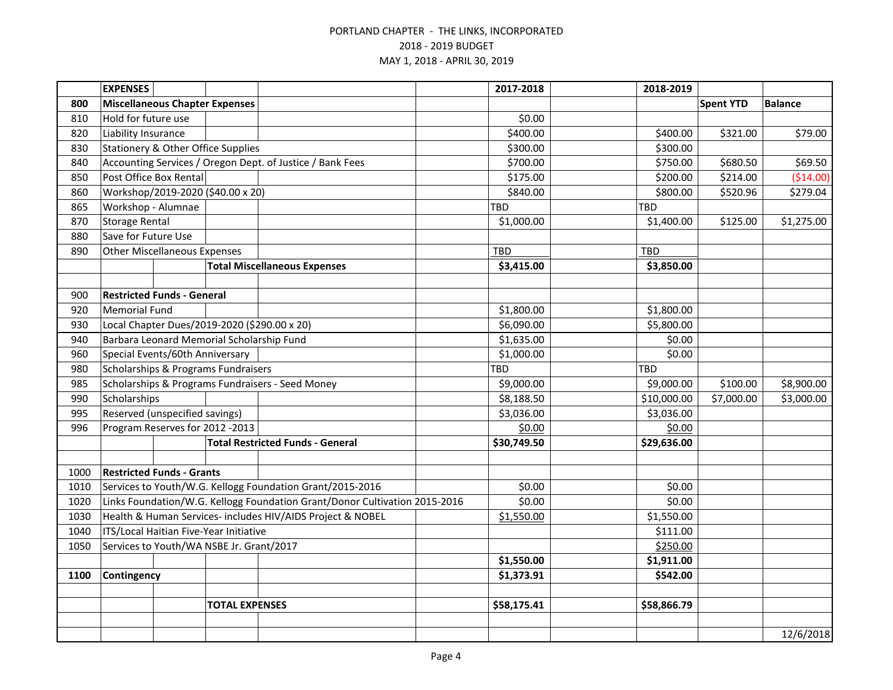PORTLAND CHAPTER - THE LINKS, INCORPORATED
2018 - 2019 BUDGET
MAY 1, 2018 - APRIL 30, 2019

| | | | 2017-2018 | 2018-2019 | Spent YTD | Balance |
|---|---|---|---|---|---|---|
| | **EXPENSES** | | | | | |
| **800** | **Miscellaneous Chapter Expenses** | | | | | |
| 810 | Hold for future use | | $0.00 | | | |
| 820 | Liability Insurance | | $400.00 | $400.00 | $321.00 | $79.00 |
| 830 | Stationery & Other Office Supplies | | $300.00 | $300.00 | | |
| 840 | Accounting Services / Oregon Dept. of Justice / Bank Fees | | $700.00 | $750.00 | $680.50 | $69.50 |
| 850 | Post Office Box Rental | | $175.00 | $200.00 | $214.00 | ($14.00) |
| 860 | Workshop/2019-2020 ($40.00 x 20) | | $840.00 | $800.00 | $520.96 | $279.04 |
| 865 | Workshop - Alumnae | | TBD | TBD | | |
| 870 | Storage Rental | | $1,000.00 | $1,400.00 | $125.00 | $1,275.00 |
| 880 | Save for Future Use | | | | | |
| 890 | Other Miscellaneous Expenses | | TBD | TBD | | |
| | | **Total Miscellaneous Expenses** | **$3,415.00** | **$3,850.00** | | |
| | | | | | | |
| 900 | **Restricted Funds - General** | | | | | |
| 920 | Memorial Fund | | $1,800.00 | $1,800.00 | | |
| 930 | Local Chapter Dues/2019-2020 ($290.00 x 20) | | $6,090.00 | $5,800.00 | | |
| 940 | Barbara Leonard Memorial Scholarship Fund | | $1,635.00 | $0.00 | | |
| 960 | Special Events/60th Anniversary | | $1,000.00 | $0.00 | | |
| 980 | Scholarships & Programs Fundraisers | | TBD | TBD | | |
| 985 | Scholarships & Programs Fundraisers - Seed Money | | $9,000.00 | $9,000.00 | $100.00 | $8,900.00 |
| 990 | Scholarships | | $8,188.50 | $10,000.00 | $7,000.00 | $3,000.00 |
| 995 | Reserved (unspecified savings) | | $3,036.00 | $3,036.00 | | |
| 996 | Program Reserves for 2012 -2013 | | $0.00 | $0.00 | | |
| | | **Total Restricted Funds - General** | **$30,749.50** | **$29,636.00** | | |
| | | | | | | |
| 1000 | **Restricted Funds - Grants** | | | | | |
| 1010 | Services to Youth/W.G. Kellogg Foundation Grant/2015-2016 | | $0.00 | $0.00 | | |
| 1020 | Links Foundation/W.G. Kellogg Foundation Grant/Donor Cultivation 2015-2016 | | $0.00 | $0.00 | | |
| 1030 | Health & Human Services- includes HIV/AIDS Project & NOBEL | | $1,550.00 | $1,550.00 | | |
| 1040 | ITS/Local Haitian Five-Year Initiative | | | $111.00 | | |
| 1050 | Services to Youth/WA NSBE Jr. Grant/2017 | | | $250.00 | | |
| | | | **$1,550.00** | **$1,911.00** | | |
| **1100** | **Contingency** | | **$1,373.91** | **$542.00** | | |
| | | | | | | |
| | | **TOTAL EXPENSES** | **$58,175.41** | **$58,866.79** | | |
| | | | | | | |
| | | | | | | 12/6/2018 |